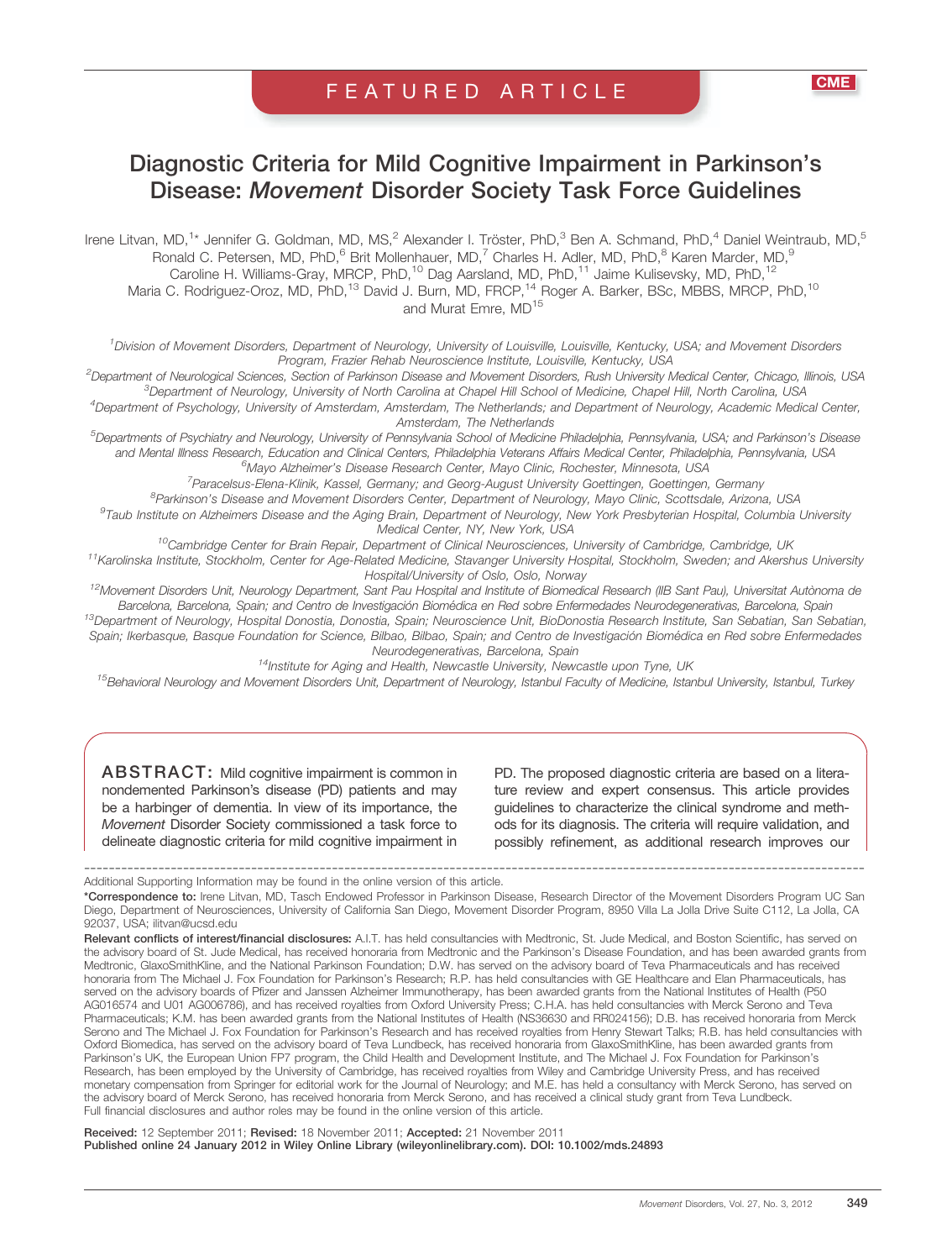FEATURED ARTICLE

CME

# Diagnostic Criteria for Mild Cognitive Impairment in Parkinson's Disease: *Movement* Disorder Society Task Force Guidelines

Irene Litvan, MD,[1*] Jennifer G. Goldman, MD, MS,[2] Alexander I. Tröster, PhD,[3] Ben A. Schmand, PhD,[4] Daniel Weintraub, MD,[5] Ronald C. Petersen, MD, PhD,[6] Brit Mollenhauer, MD,[7] Charles H. Adler, MD, PhD,[8] Karen Marder, MD,[9] Caroline H. Williams-Gray, MRCP, PhD,[10] Dag Aarsland, MD, PhD,[11] Jaime Kulisevsky, MD, PhD,[12] Maria C. Rodriguez-Oroz, MD, PhD,[13] David J. Burn, MD, FRCP,[14] Roger A. Barker, BSc, MBBS, MRCP, PhD,[10] and Murat Emre, MD[15]

[1]Division of Movement Disorders, Department of Neurology, University of Louisville, Louisville, Kentucky, USA; and Movement Disorders Program, Frazier Rehab Neuroscience Institute, Louisville, Kentucky, USA

[2]Department of Neurological Sciences, Section of Parkinson Disease and Movement Disorders, Rush University Medical Center, Chicago, Illinois, USA

[3]Department of Neurology, University of North Carolina at Chapel Hill School of Medicine, Chapel Hill, North Carolina, USA

[4]Department of Psychology, University of Amsterdam, Amsterdam, The Netherlands; and Department of Neurology, Academic Medical Center, Amsterdam, The Netherlands

[5]Departments of Psychiatry and Neurology, University of Pennsylvania School of Medicine Philadelphia, Pennsylvania, USA; and Parkinson's Disease and Mental Illness Research, Education and Clinical Centers, Philadelphia Veterans Affairs Medical Center, Philadelphia, Pennsylvania, USA

[6]Mayo Alzheimer's Disease Research Center, Mayo Clinic, Rochester, Minnesota, USA

[7]Paracelsus-Elena-Klinik, Kassel, Germany; and Georg-August University Goettingen, Goettingen, Germany

[8]Parkinson's Disease and Movement Disorders Center, Department of Neurology, Mayo Clinic, Scottsdale, Arizona, USA

[9]Taub Institute on Alzheimers Disease and the Aging Brain, Department of Neurology, New York Presbyterian Hospital, Columbia University Medical Center, NY, New York, USA

[10]Cambridge Center for Brain Repair, Department of Clinical Neurosciences, University of Cambridge, Cambridge, UK

[11]Karolinska Institute, Stockholm, Center for Age-Related Medicine, Stavanger University Hospital, Stockholm, Sweden; and Akershus University Hospital/University of Oslo, Oslo, Norway

[12]Movement Disorders Unit, Neurology Department, Sant Pau Hospital and Institute of Biomedical Research (IIB Sant Pau), Universitat Autònoma de Barcelona, Barcelona, Spain; and Centro de Investigación Biomédica en Red sobre Enfermedades Neurodegenerativas, Barcelona, Spain

[13]Department of Neurology, Hospital Donostia, Donostia, Spain; Neuroscience Unit, BioDonostia Research Institute, San Sebatian, San Sebatian, Spain; Ikerbasque, Basque Foundation for Science, Bilbao, Bilbao, Spain; and Centro de Investigación Biomédica en Red sobre Enfermedades Neurodegenerativas, Barcelona, Spain

[14]Institute for Aging and Health, Newcastle University, Newcastle upon Tyne, UK

[15]Behavioral Neurology and Movement Disorders Unit, Department of Neurology, Istanbul Faculty of Medicine, Istanbul University, Istanbul, Turkey

**ABSTRACT:** Mild cognitive impairment is common in nondemented Parkinson's disease (PD) patients and may be a harbinger of dementia. In view of its importance, the *Movement* Disorder Society commissioned a task force to delineate diagnostic criteria for mild cognitive impairment in PD. The proposed diagnostic criteria are based on a literature review and expert consensus. This article provides guidelines to characterize the clinical syndrome and methods for its diagnosis. The criteria will require validation, and possibly refinement, as additional research improves our

---

Additional Supporting Information may be found in the online version of this article.

**\*Correspondence to:** Irene Litvan, MD, Tasch Endowed Professor in Parkinson Disease, Research Director of the Movement Disorders Program UC San Diego, Department of Neurosciences, University of California San Diego, Movement Disorder Program, 8950 Villa La Jolla Drive Suite C112, La Jolla, CA 92037, USA; ilitvan@ucsd.edu

**Relevant conflicts of interest/financial disclosures:** A.I.T. has held consultancies with Medtronic, St. Jude Medical, and Boston Scientific, has served on the advisory board of St. Jude Medical, has received honoraria from Medtronic and the Parkinson's Disease Foundation, and has been awarded grants from Medtronic, GlaxoSmithKline, and the National Parkinson Foundation; D.W. has served on the advisory board of Teva Pharmaceuticals and has received honoraria from The Michael J. Fox Foundation for Parkinson's Research; R.P. has held consultancies with GE Healthcare and Elan Pharmaceuticals, has served on the advisory boards of Pfizer and Janssen Alzheimer Immunotherapy, has been awarded grants from the National Institutes of Health (P50 AG016574 and U01 AG006786), and has received royalties from Oxford University Press; C.H.A. has held consultancies with Merck Serono and Teva Pharmaceuticals; K.M. has been awarded grants from the National Institutes of Health (NS36630 and RR024156); D.B. has received honoraria from Merck Serono and The Michael J. Fox Foundation for Parkinson's Research and has received royalties from Henry Stewart Talks; R.B. has held consultancies with Oxford Biomedica, has served on the advisory board of Teva Lundbeck, has received honoraria from GlaxoSmithKline, has been awarded grants from Parkinson's UK, the European Union FP7 program, the Child Health and Development Institute, and The Michael J. Fox Foundation for Parkinson's Research, has been employed by the University of Cambridge, has received royalties from Wiley and Cambridge University Press, and has received monetary compensation from Springer for editorial work for the Journal of Neurology; and M.E. has held a consultancy with Merck Serono, has served on the advisory board of Merck Serono, has received honoraria from Merck Serono, and has received a clinical study grant from Teva Lundbeck.
Full financial disclosures and author roles may be found in the online version of this article.

**Received:** 12 September 2011; **Revised:** 18 November 2011; **Accepted:** 21 November 2011
**Published online 24 January 2012 in Wiley Online Library (wileyonlinelibrary.com). DOI: 10.1002/mds.24893**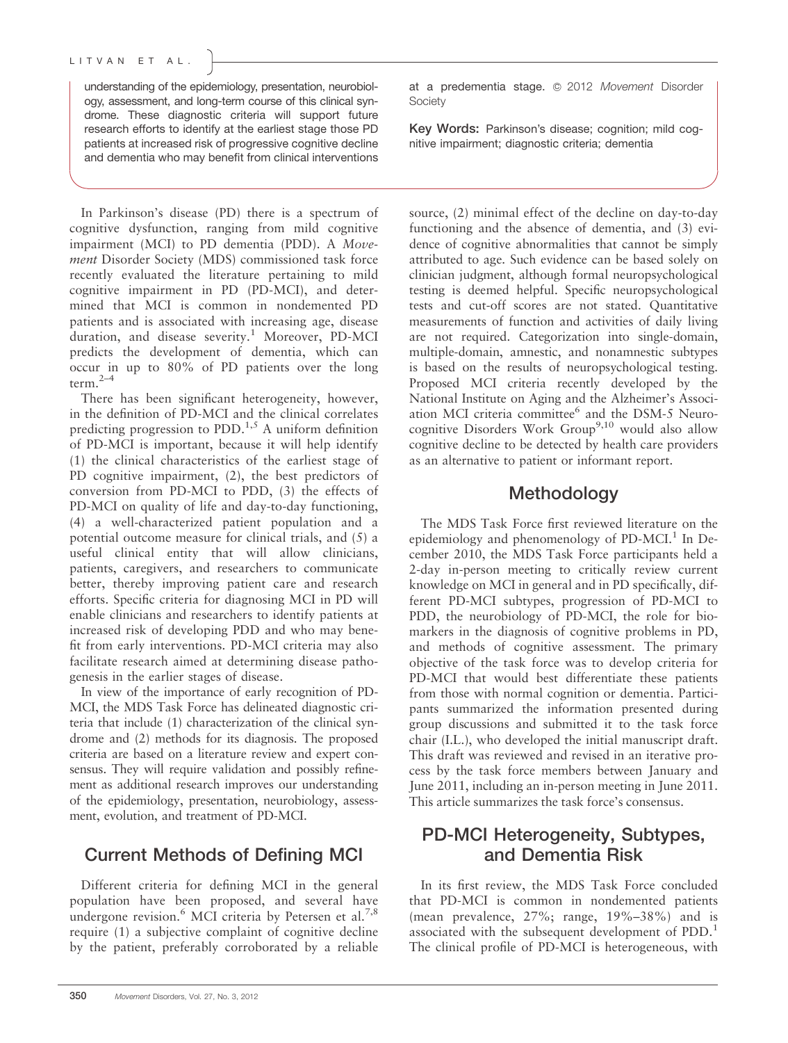understanding of the epidemiology, presentation, neurobiology, assessment, and long-term course of this clinical syndrome. These diagnostic criteria will support future research efforts to identify at the earliest stage those PD patients at increased risk of progressive cognitive decline and dementia who may benefit from clinical interventions at a predementia stage. © 2012 *Movement* Disorder Society

**Key Words:** Parkinson's disease; cognition; mild cognitive impairment; diagnostic criteria; dementia

In Parkinson's disease (PD) there is a spectrum of cognitive dysfunction, ranging from mild cognitive impairment (MCI) to PD dementia (PDD). A *Movement* Disorder Society (MDS) commissioned task force recently evaluated the literature pertaining to mild cognitive impairment in PD (PD-MCI), and determined that MCI is common in nondemented PD patients and is associated with increasing age, disease duration, and disease severity.[1] Moreover, PD-MCI predicts the development of dementia, which can occur in up to 80% of PD patients over the long term.[2–4]

There has been significant heterogeneity, however, in the definition of PD-MCI and the clinical correlates predicting progression to PDD.[1,5] A uniform definition of PD-MCI is important, because it will help identify (1) the clinical characteristics of the earliest stage of PD cognitive impairment, (2), the best predictors of conversion from PD-MCI to PDD, (3) the effects of PD-MCI on quality of life and day-to-day functioning, (4) a well-characterized patient population and a potential outcome measure for clinical trials, and (5) a useful clinical entity that will allow clinicians, patients, caregivers, and researchers to communicate better, thereby improving patient care and research efforts. Specific criteria for diagnosing MCI in PD will enable clinicians and researchers to identify patients at increased risk of developing PDD and who may benefit from early interventions. PD-MCI criteria may also facilitate research aimed at determining disease pathogenesis in the earlier stages of disease.

In view of the importance of early recognition of PD-MCI, the MDS Task Force has delineated diagnostic criteria that include (1) characterization of the clinical syndrome and (2) methods for its diagnosis. The proposed criteria are based on a literature review and expert consensus. They will require validation and possibly refinement as additional research improves our understanding of the epidemiology, presentation, neurobiology, assessment, evolution, and treatment of PD-MCI.

## Current Methods of Defining MCI

Different criteria for defining MCI in the general population have been proposed, and several have undergone revision.[6] MCI criteria by Petersen et al.[7,8] require (1) a subjective complaint of cognitive decline by the patient, preferably corroborated by a reliable source, (2) minimal effect of the decline on day-to-day functioning and the absence of dementia, and (3) evidence of cognitive abnormalities that cannot be simply attributed to age. Such evidence can be based solely on clinician judgment, although formal neuropsychological testing is deemed helpful. Specific neuropsychological tests and cut-off scores are not stated. Quantitative measurements of function and activities of daily living are not required. Categorization into single-domain, multiple-domain, amnestic, and nonamnestic subtypes is based on the results of neuropsychological testing. Proposed MCI criteria recently developed by the National Institute on Aging and the Alzheimer's Association MCI criteria committee[6] and the DSM-5 Neurocognitive Disorders Work Group[9,10] would also allow cognitive decline to be detected by health care providers as an alternative to patient or informant report.

## Methodology

The MDS Task Force first reviewed literature on the epidemiology and phenomenology of PD-MCI.[1] In December 2010, the MDS Task Force participants held a 2-day in-person meeting to critically review current knowledge on MCI in general and in PD specifically, different PD-MCI subtypes, progression of PD-MCI to PDD, the neurobiology of PD-MCI, the role for biomarkers in the diagnosis of cognitive problems in PD, and methods of cognitive assessment. The primary objective of the task force was to develop criteria for PD-MCI that would best differentiate these patients from those with normal cognition or dementia. Participants summarized the information presented during group discussions and submitted it to the task force chair (I.L.), who developed the initial manuscript draft. This draft was reviewed and revised in an iterative process by the task force members between January and June 2011, including an in-person meeting in June 2011. This article summarizes the task force's consensus.

## PD-MCI Heterogeneity, Subtypes, and Dementia Risk

In its first review, the MDS Task Force concluded that PD-MCI is common in nondemented patients (mean prevalence, 27%; range, 19%–38%) and is associated with the subsequent development of PDD.[1] The clinical profile of PD-MCI is heterogeneous, with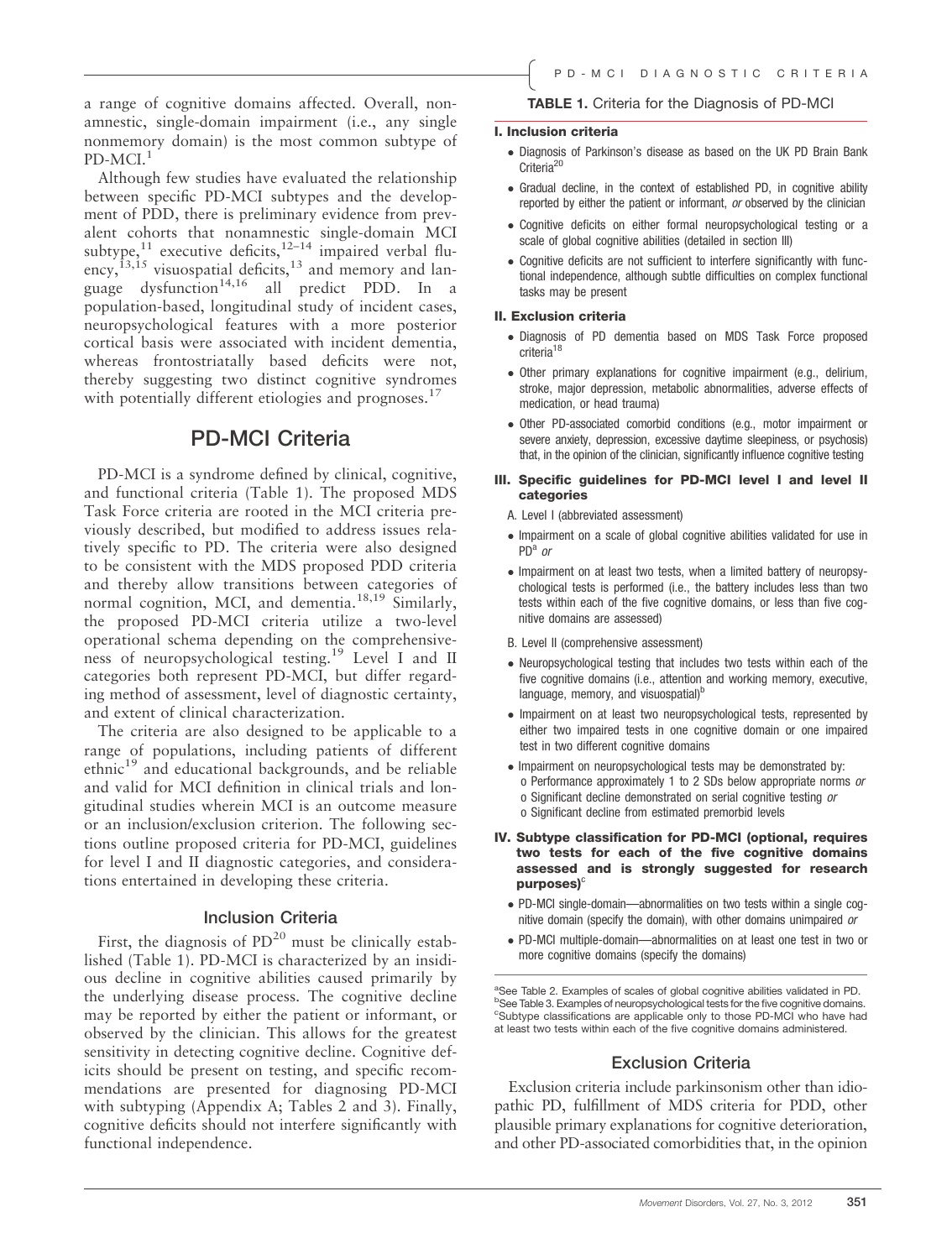a range of cognitive domains affected. Overall, nonamnestic, single-domain impairment (i.e., any single nonmemory domain) is the most common subtype of PD-MCI.[1]

Although few studies have evaluated the relationship between specific PD-MCI subtypes and the development of PDD, there is preliminary evidence from prevalent cohorts that nonamnestic single-domain MCI subtype,[11] executive deficits,[12–14] impaired verbal fluency,[13,15] visuospatial deficits,[13] and memory and language dysfunction[14,16] all predict PDD. In a population-based, longitudinal study of incident cases, neuropsychological features with a more posterior cortical basis were associated with incident dementia, whereas frontostriatally based deficits were not, thereby suggesting two distinct cognitive syndromes with potentially different etiologies and prognoses.[17]

## PD-MCI Criteria

PD-MCI is a syndrome defined by clinical, cognitive, and functional criteria (Table 1). The proposed MDS Task Force criteria are rooted in the MCI criteria previously described, but modified to address issues relatively specific to PD. The criteria were also designed to be consistent with the MDS proposed PDD criteria and thereby allow transitions between categories of normal cognition, MCI, and dementia.[18,19] Similarly, the proposed PD-MCI criteria utilize a two-level operational schema depending on the comprehensiveness of neuropsychological testing.[19] Level I and II categories both represent PD-MCI, but differ regarding method of assessment, level of diagnostic certainty, and extent of clinical characterization.

The criteria are also designed to be applicable to a range of populations, including patients of different ethnic[19] and educational backgrounds, and be reliable and valid for MCI definition in clinical trials and longitudinal studies wherein MCI is an outcome measure or an inclusion/exclusion criterion. The following sections outline proposed criteria for PD-MCI, guidelines for level I and II diagnostic categories, and considerations entertained in developing these criteria.

### Inclusion Criteria

First, the diagnosis of PD[20] must be clinically established (Table 1). PD-MCI is characterized by an insidious decline in cognitive abilities caused primarily by the underlying disease process. The cognitive decline may be reported by either the patient or informant, or observed by the clinician. This allows for the greatest sensitivity in detecting cognitive decline. Cognitive deficits should be present on testing, and specific recommendations are presented for diagnosing PD-MCI with subtyping (Appendix A; Tables 2 and 3). Finally, cognitive deficits should not interfere significantly with functional independence.

**TABLE 1.** Criteria for the Diagnosis of PD-MCI

**I. Inclusion criteria**

- Diagnosis of Parkinson's disease as based on the UK PD Brain Bank Criteria[20]
- Gradual decline, in the context of established PD, in cognitive ability reported by either the patient or informant, *or* observed by the clinician
- Cognitive deficits on either formal neuropsychological testing or a scale of global cognitive abilities (detailed in section III)
- Cognitive deficits are not sufficient to interfere significantly with functional independence, although subtle difficulties on complex functional tasks may be present

**II. Exclusion criteria**

- Diagnosis of PD dementia based on MDS Task Force proposed criteria[18]
- Other primary explanations for cognitive impairment (e.g., delirium, stroke, major depression, metabolic abnormalities, adverse effects of medication, or head trauma)
- Other PD-associated comorbid conditions (e.g., motor impairment or severe anxiety, depression, excessive daytime sleepiness, or psychosis) that, in the opinion of the clinician, significantly influence cognitive testing

**III. Specific guidelines for PD-MCI level I and level II categories**

A. Level I (abbreviated assessment)

- Impairment on a scale of global cognitive abilities validated for use in PD[a] *or*
- Impairment on at least two tests, when a limited battery of neuropsychological tests is performed (i.e., the battery includes less than two tests within each of the five cognitive domains, or less than five cognitive domains are assessed)

B. Level II (comprehensive assessment)

- Neuropsychological testing that includes two tests within each of the five cognitive domains (i.e., attention and working memory, executive, language, memory, and visuospatial)[b]
- Impairment on at least two neuropsychological tests, represented by either two impaired tests in one cognitive domain or one impaired test in two different cognitive domains
- Impairment on neuropsychological tests may be demonstrated by:
  - Performance approximately 1 to 2 SDs below appropriate norms *or*
  - Significant decline demonstrated on serial cognitive testing *or*
  - Significant decline from estimated premorbid levels

**IV. Subtype classification for PD-MCI (optional, requires two tests for each of the five cognitive domains assessed and is strongly suggested for research purposes)[c]**

- PD-MCI single-domain—abnormalities on two tests within a single cognitive domain (specify the domain), with other domains unimpaired *or*
- PD-MCI multiple-domain—abnormalities on at least one test in two or more cognitive domains (specify the domains)

[a]See Table 2. Examples of scales of global cognitive abilities validated in PD.
[b]See Table 3. Examples of neuropsychological tests for the five cognitive domains.
[c]Subtype classifications are applicable only to those PD-MCI who have had at least two tests within each of the five cognitive domains administered.

### Exclusion Criteria

Exclusion criteria include parkinsonism other than idiopathic PD, fulfillment of MDS criteria for PDD, other plausible primary explanations for cognitive deterioration, and other PD-associated comorbidities that, in the opinion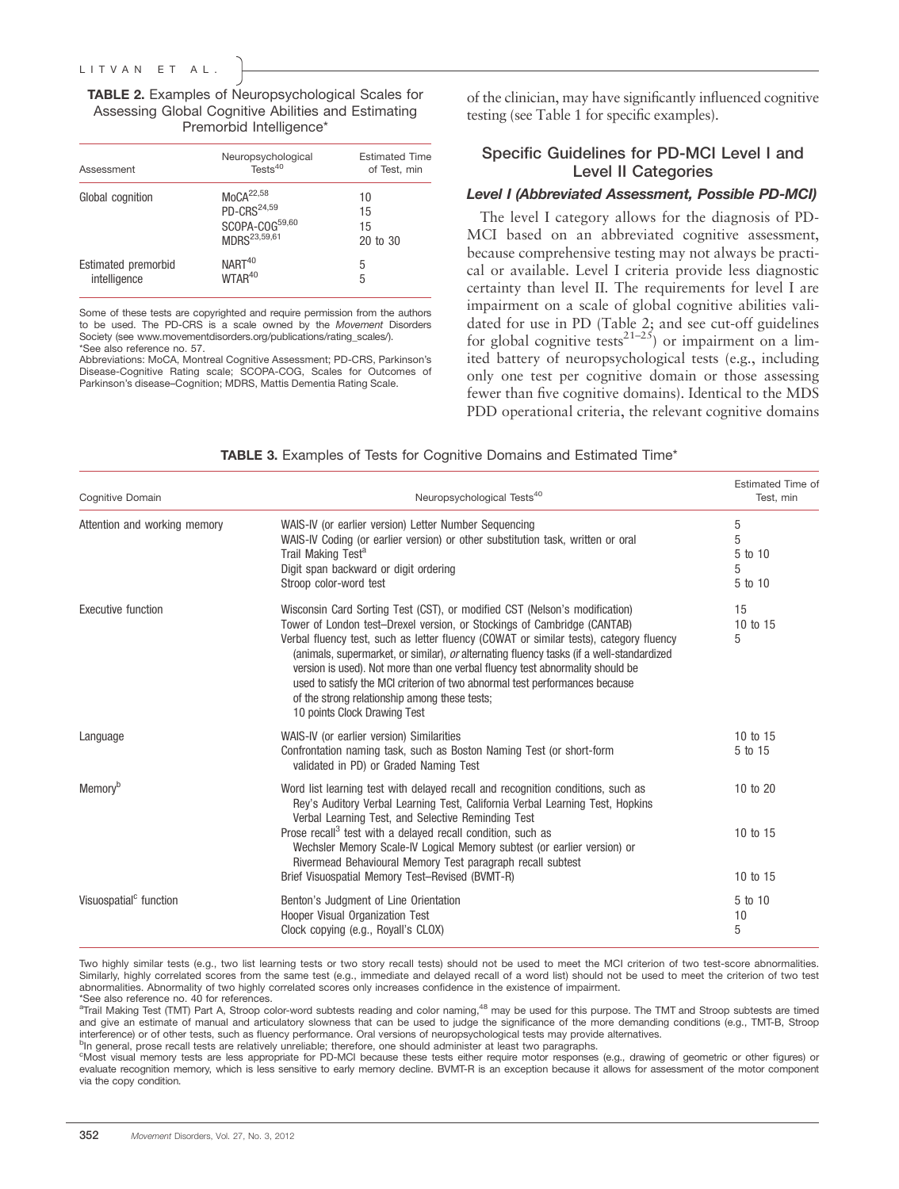**TABLE 2.** Examples of Neuropsychological Scales for Assessing Global Cognitive Abilities and Estimating Premorbid Intelligence*

| Assessment | Neuropsychological Tests[40] | Estimated Time of Test, min |
|---|---|---|
| Global cognition | MoCA[22,58] | 10 |
| | PD-CRS[24,59] | 15 |
| | SCOPA-COG[59,60] | 15 |
| | MDRS[23,59,61] | 20 to 30 |
| Estimated premorbid intelligence | NART[40] | 5 |
| | WTAR[40] | 5 |

Some of these tests are copyrighted and require permission from the authors to be used. The PD-CRS is a scale owned by the *Movement* Disorders Society (see www.movementdisorders.org/publications/rating_scales/).
*See also reference no. 57.
Abbreviations: MoCA, Montreal Cognitive Assessment; PD-CRS, Parkinson's Disease-Cognitive Rating scale; SCOPA-COG, Scales for Outcomes of Parkinson's disease–Cognition; MDRS, Mattis Dementia Rating Scale.

of the clinician, may have significantly influenced cognitive testing (see Table 1 for specific examples).

## Specific Guidelines for PD-MCI Level I and Level II Categories

### *Level I (Abbreviated Assessment, Possible PD-MCI)*

The level I category allows for the diagnosis of PD-MCI based on an abbreviated cognitive assessment, because comprehensive testing may not always be practical or available. Level I criteria provide less diagnostic certainty than level II. The requirements for level I are impairment on a scale of global cognitive abilities validated for use in PD (Table 2; and see cut-off guidelines for global cognitive tests[21–25]) or impairment on a limited battery of neuropsychological tests (e.g., including only one test per cognitive domain or those assessing fewer than five cognitive domains). Identical to the MDS PDD operational criteria, the relevant cognitive domains

**TABLE 3.** Examples of Tests for Cognitive Domains and Estimated Time*

| Cognitive Domain | Neuropsychological Tests[40] | Estimated Time of Test, min |
|---|---|---|
| Attention and working memory | WAIS-IV (or earlier version) Letter Number Sequencing | 5 |
| | WAIS-IV Coding (or earlier version) or other substitution task, written or oral | 5 |
| | Trail Making Test[a] | 5 to 10 |
| | Digit span backward or digit ordering | 5 |
| | Stroop color-word test | 5 to 10 |
| Executive function | Wisconsin Card Sorting Test (CST), or modified CST (Nelson's modification) | 15 |
| | Tower of London test–Drexel version, or Stockings of Cambridge (CANTAB) | 10 to 15 |
| | Verbal fluency test, such as letter fluency (COWAT or similar tests), category fluency (animals, supermarket, or similar), *or* alternating fluency tasks (if a well-standardized version is used). Not more than one verbal fluency test abnormality should be used to satisfy the MCI criterion of two abnormal test performances because of the strong relationship among these tests; | 5 |
| | 10 points Clock Drawing Test | |
| Language | WAIS-IV (or earlier version) Similarities | 10 to 15 |
| | Confrontation naming task, such as Boston Naming Test (or short-form validated in PD) or Graded Naming Test | 5 to 15 |
| Memory[b] | Word list learning test with delayed recall and recognition conditions, such as Rey's Auditory Verbal Learning Test, California Verbal Learning Test, Hopkins Verbal Learning Test, and Selective Reminding Test | 10 to 20 |
| | Prose recall[3] test with a delayed recall condition, such as Wechsler Memory Scale-IV Logical Memory subtest (or earlier version) or Rivermead Behavioural Memory Test paragraph recall subtest | 10 to 15 |
| | Brief Visuospatial Memory Test–Revised (BVMT-R) | 10 to 15 |
| Visuospatial[c] function | Benton's Judgment of Line Orientation | 5 to 10 |
| | Hooper Visual Organization Test | 10 |
| | Clock copying (e.g., Royall's CLOX) | 5 |

Two highly similar tests (e.g., two list learning tests or two story recall tests) should not be used to meet the MCI criterion of two test-score abnormalities. Similarly, highly correlated scores from the same test (e.g., immediate and delayed recall of a word list) should not be used to meet the criterion of two test abnormalities. Abnormality of two highly correlated scores only increases confidence in the existence of impairment.
*See also reference no. 40 for references.
[a]Trail Making Test (TMT) Part A, Stroop color-word subtests reading and color naming,[48] may be used for this purpose. The TMT and Stroop subtests are timed and give an estimate of manual and articulatory slowness that can be used to judge the significance of the more demanding conditions (e.g., TMT-B, Stroop interference) or of other tests, such as fluency performance. Oral versions of neuropsychological tests may provide alternatives.
[b]In general, prose recall tests are relatively unreliable; therefore, one should administer at least two paragraphs.
[c]Most visual memory tests are less appropriate for PD-MCI because these tests either require motor responses (e.g., drawing of geometric or other figures) or evaluate recognition memory, which is less sensitive to early memory decline. BVMT-R is an exception because it allows for assessment of the motor component via the copy condition.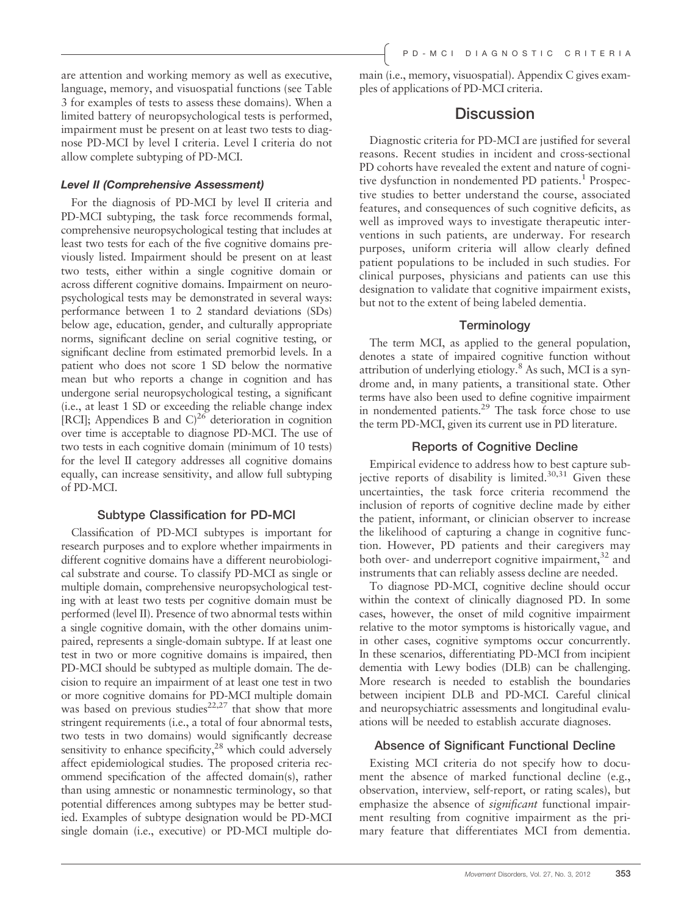are attention and working memory as well as executive, language, memory, and visuospatial functions (see Table 3 for examples of tests to assess these domains). When a limited battery of neuropsychological tests is performed, impairment must be present on at least two tests to diagnose PD-MCI by level I criteria. Level I criteria do not allow complete subtyping of PD-MCI.

#### *Level II (Comprehensive Assessment)*

For the diagnosis of PD-MCI by level II criteria and PD-MCI subtyping, the task force recommends formal, comprehensive neuropsychological testing that includes at least two tests for each of the five cognitive domains previously listed. Impairment should be present on at least two tests, either within a single cognitive domain or across different cognitive domains. Impairment on neuropsychological tests may be demonstrated in several ways: performance between 1 to 2 standard deviations (SDs) below age, education, gender, and culturally appropriate norms, significant decline on serial cognitive testing, or significant decline from estimated premorbid levels. In a patient who does not score 1 SD below the normative mean but who reports a change in cognition and has undergone serial neuropsychological testing, a significant (i.e., at least 1 SD or exceeding the reliable change index [RCI]; Appendices B and C)[26] deterioration in cognition over time is acceptable to diagnose PD-MCI. The use of two tests in each cognitive domain (minimum of 10 tests) for the level II category addresses all cognitive domains equally, can increase sensitivity, and allow full subtyping of PD-MCI.

### Subtype Classification for PD-MCI

Classification of PD-MCI subtypes is important for research purposes and to explore whether impairments in different cognitive domains have a different neurobiological substrate and course. To classify PD-MCI as single or multiple domain, comprehensive neuropsychological testing with at least two tests per cognitive domain must be performed (level II). Presence of two abnormal tests within a single cognitive domain, with the other domains unimpaired, represents a single-domain subtype. If at least one test in two or more cognitive domains is impaired, then PD-MCI should be subtyped as multiple domain. The decision to require an impairment of at least one test in two or more cognitive domains for PD-MCI multiple domain was based on previous studies[22,27] that show that more stringent requirements (i.e., a total of four abnormal tests, two tests in two domains) would significantly decrease sensitivity to enhance specificity,[28] which could adversely affect epidemiological studies. The proposed criteria recommend specification of the affected domain(s), rather than using amnestic or nonamnestic terminology, so that potential differences among subtypes may be better studied. Examples of subtype designation would be PD-MCI single domain (i.e., executive) or PD-MCI multiple domain (i.e., memory, visuospatial). Appendix C gives examples of applications of PD-MCI criteria.

## Discussion

Diagnostic criteria for PD-MCI are justified for several reasons. Recent studies in incident and cross-sectional PD cohorts have revealed the extent and nature of cognitive dysfunction in nondemented PD patients.[1] Prospective studies to better understand the course, associated features, and consequences of such cognitive deficits, as well as improved ways to investigate therapeutic interventions in such patients, are underway. For research purposes, uniform criteria will allow clearly defined patient populations to be included in such studies. For clinical purposes, physicians and patients can use this designation to validate that cognitive impairment exists, but not to the extent of being labeled dementia.

### Terminology

The term MCI, as applied to the general population, denotes a state of impaired cognitive function without attribution of underlying etiology.[8] As such, MCI is a syndrome and, in many patients, a transitional state. Other terms have also been used to define cognitive impairment in nondemented patients.[29] The task force chose to use the term PD-MCI, given its current use in PD literature.

### Reports of Cognitive Decline

Empirical evidence to address how to best capture subjective reports of disability is limited.[30,31] Given these uncertainties, the task force criteria recommend the inclusion of reports of cognitive decline made by either the patient, informant, or clinician observer to increase the likelihood of capturing a change in cognitive function. However, PD patients and their caregivers may both over- and underreport cognitive impairment,[32] and instruments that can reliably assess decline are needed.

To diagnose PD-MCI, cognitive decline should occur within the context of clinically diagnosed PD. In some cases, however, the onset of mild cognitive impairment relative to the motor symptoms is historically vague, and in other cases, cognitive symptoms occur concurrently. In these scenarios, differentiating PD-MCI from incipient dementia with Lewy bodies (DLB) can be challenging. More research is needed to establish the boundaries between incipient DLB and PD-MCI. Careful clinical and neuropsychiatric assessments and longitudinal evaluations will be needed to establish accurate diagnoses.

### Absence of Significant Functional Decline

Existing MCI criteria do not specify how to document the absence of marked functional decline (e.g., observation, interview, self-report, or rating scales), but emphasize the absence of *significant* functional impairment resulting from cognitive impairment as the primary feature that differentiates MCI from dementia.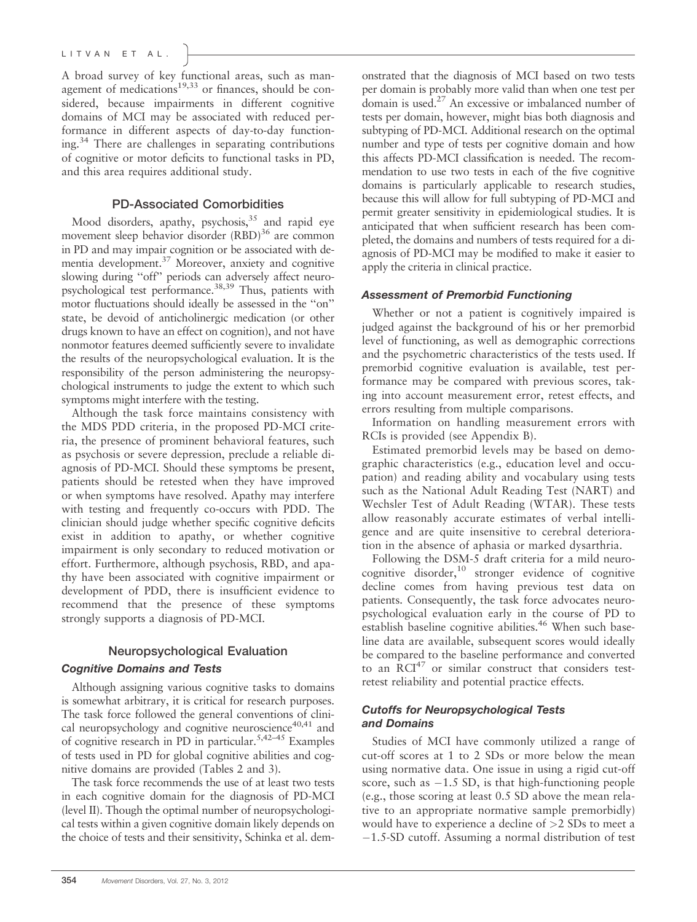A broad survey of key functional areas, such as management of medications[19,33] or finances, should be considered, because impairments in different cognitive domains of MCI may be associated with reduced performance in different aspects of day-to-day functioning.[34] There are challenges in separating contributions of cognitive or motor deficits to functional tasks in PD, and this area requires additional study.

## PD-Associated Comorbidities

Mood disorders, apathy, psychosis,[35] and rapid eye movement sleep behavior disorder (RBD)[36] are common in PD and may impair cognition or be associated with dementia development.[37] Moreover, anxiety and cognitive slowing during "off" periods can adversely affect neuropsychological test performance.[38,39] Thus, patients with motor fluctuations should ideally be assessed in the "on" state, be devoid of anticholinergic medication (or other drugs known to have an effect on cognition), and not have nonmotor features deemed sufficiently severe to invalidate the results of the neuropsychological evaluation. It is the responsibility of the person administering the neuropsychological instruments to judge the extent to which such symptoms might interfere with the testing.

Although the task force maintains consistency with the MDS PDD criteria, in the proposed PD-MCI criteria, the presence of prominent behavioral features, such as psychosis or severe depression, preclude a reliable diagnosis of PD-MCI. Should these symptoms be present, patients should be retested when they have improved or when symptoms have resolved. Apathy may interfere with testing and frequently co-occurs with PDD. The clinician should judge whether specific cognitive deficits exist in addition to apathy, or whether cognitive impairment is only secondary to reduced motivation or effort. Furthermore, although psychosis, RBD, and apathy have been associated with cognitive impairment or development of PDD, there is insufficient evidence to recommend that the presence of these symptoms strongly supports a diagnosis of PD-MCI.

## Neuropsychological Evaluation

### *Cognitive Domains and Tests*

Although assigning various cognitive tasks to domains is somewhat arbitrary, it is critical for research purposes. The task force followed the general conventions of clinical neuropsychology and cognitive neuroscience[40,41] and of cognitive research in PD in particular.[5,42–45] Examples of tests used in PD for global cognitive abilities and cognitive domains are provided (Tables 2 and 3).

The task force recommends the use of at least two tests in each cognitive domain for the diagnosis of PD-MCI (level II). Though the optimal number of neuropsychological tests within a given cognitive domain likely depends on the choice of tests and their sensitivity, Schinka et al. demonstrated that the diagnosis of MCI based on two tests per domain is probably more valid than when one test per domain is used.[27] An excessive or imbalanced number of tests per domain, however, might bias both diagnosis and subtyping of PD-MCI. Additional research on the optimal number and type of tests per cognitive domain and how this affects PD-MCI classification is needed. The recommendation to use two tests in each of the five cognitive domains is particularly applicable to research studies, because this will allow for full subtyping of PD-MCI and permit greater sensitivity in epidemiological studies. It is anticipated that when sufficient research has been completed, the domains and numbers of tests required for a diagnosis of PD-MCI may be modified to make it easier to apply the criteria in clinical practice.

### *Assessment of Premorbid Functioning*

Whether or not a patient is cognitively impaired is judged against the background of his or her premorbid level of functioning, as well as demographic corrections and the psychometric characteristics of the tests used. If premorbid cognitive evaluation is available, test performance may be compared with previous scores, taking into account measurement error, retest effects, and errors resulting from multiple comparisons.

Information on handling measurement errors with RCIs is provided (see Appendix B).

Estimated premorbid levels may be based on demographic characteristics (e.g., education level and occupation) and reading ability and vocabulary using tests such as the National Adult Reading Test (NART) and Wechsler Test of Adult Reading (WTAR). These tests allow reasonably accurate estimates of verbal intelligence and are quite insensitive to cerebral deterioration in the absence of aphasia or marked dysarthria.

Following the DSM-5 draft criteria for a mild neurocognitive disorder,[10] stronger evidence of cognitive decline comes from having previous test data on patients. Consequently, the task force advocates neuropsychological evaluation early in the course of PD to establish baseline cognitive abilities.[46] When such baseline data are available, subsequent scores would ideally be compared to the baseline performance and converted to an RCI[47] or similar construct that considers test-retest reliability and potential practice effects.

### *Cutoffs for Neuropsychological Tests and Domains*

Studies of MCI have commonly utilized a range of cut-off scores at 1 to 2 SDs or more below the mean using normative data. One issue in using a rigid cut-off score, such as −1.5 SD, is that high-functioning people (e.g., those scoring at least 0.5 SD above the mean relative to an appropriate normative sample premorbidly) would have to experience a decline of >2 SDs to meet a −1.5-SD cutoff. Assuming a normal distribution of test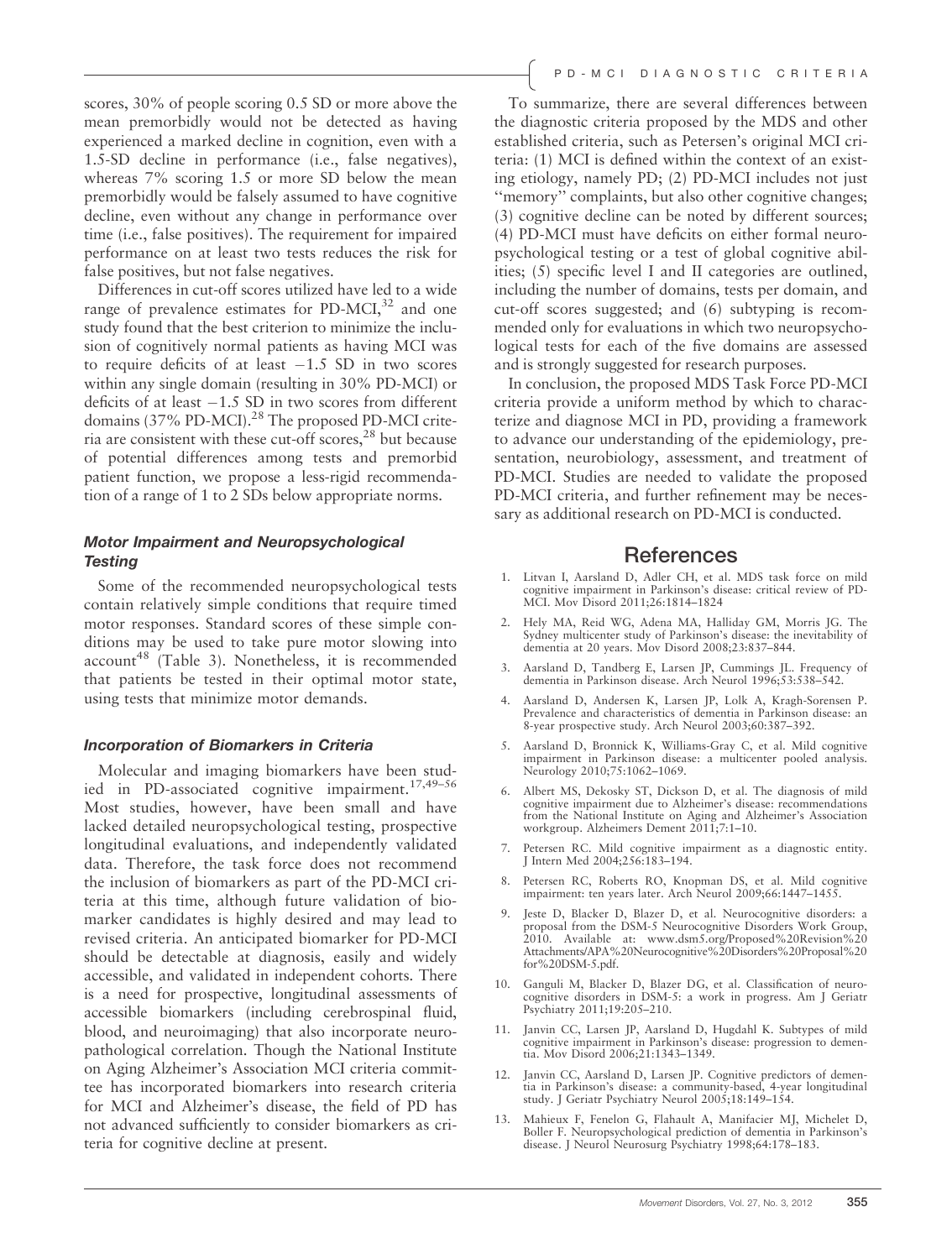scores, 30% of people scoring 0.5 SD or more above the mean premorbidly would not be detected as having experienced a marked decline in cognition, even with a 1.5-SD decline in performance (i.e., false negatives), whereas 7% scoring 1.5 or more SD below the mean premorbidly would be falsely assumed to have cognitive decline, even without any change in performance over time (i.e., false positives). The requirement for impaired performance on at least two tests reduces the risk for false positives, but not false negatives.

Differences in cut-off scores utilized have led to a wide range of prevalence estimates for PD-MCI,[32] and one study found that the best criterion to minimize the inclusion of cognitively normal patients as having MCI was to require deficits of at least −1.5 SD in two scores within any single domain (resulting in 30% PD-MCI) or deficits of at least −1.5 SD in two scores from different domains (37% PD-MCI).[28] The proposed PD-MCI criteria are consistent with these cut-off scores,[28] but because of potential differences among tests and premorbid patient function, we propose a less-rigid recommendation of a range of 1 to 2 SDs below appropriate norms.

### *Motor Impairment and Neuropsychological Testing*

Some of the recommended neuropsychological tests contain relatively simple conditions that require timed motor responses. Standard scores of these simple conditions may be used to take pure motor slowing into account[48] (Table 3). Nonetheless, it is recommended that patients be tested in their optimal motor state, using tests that minimize motor demands.

### *Incorporation of Biomarkers in Criteria*

Molecular and imaging biomarkers have been studied in PD-associated cognitive impairment.[17,49–56] Most studies, however, have been small and have lacked detailed neuropsychological testing, prospective longitudinal evaluations, and independently validated data. Therefore, the task force does not recommend the inclusion of biomarkers as part of the PD-MCI criteria at this time, although future validation of biomarker candidates is highly desired and may lead to revised criteria. An anticipated biomarker for PD-MCI should be detectable at diagnosis, easily and widely accessible, and validated in independent cohorts. There is a need for prospective, longitudinal assessments of accessible biomarkers (including cerebrospinal fluid, blood, and neuroimaging) that also incorporate neuropathological correlation. Though the National Institute on Aging Alzheimer's Association MCI criteria committee has incorporated biomarkers into research criteria for MCI and Alzheimer's disease, the field of PD has not advanced sufficiently to consider biomarkers as criteria for cognitive decline at present.

To summarize, there are several differences between the diagnostic criteria proposed by the MDS and other established criteria, such as Petersen's original MCI criteria: (1) MCI is defined within the context of an existing etiology, namely PD; (2) PD-MCI includes not just "memory" complaints, but also other cognitive changes; (3) cognitive decline can be noted by different sources; (4) PD-MCI must have deficits on either formal neuropsychological testing or a test of global cognitive abilities; (5) specific level I and II categories are outlined, including the number of domains, tests per domain, and cut-off scores suggested; and (6) subtyping is recommended only for evaluations in which two neuropsychological tests for each of the five domains are assessed and is strongly suggested for research purposes.

In conclusion, the proposed MDS Task Force PD-MCI criteria provide a uniform method by which to characterize and diagnose MCI in PD, providing a framework to advance our understanding of the epidemiology, presentation, neurobiology, assessment, and treatment of PD-MCI. Studies are needed to validate the proposed PD-MCI criteria, and further refinement may be necessary as additional research on PD-MCI is conducted.

## References

1. Litvan I, Aarsland D, Adler CH, et al. MDS task force on mild cognitive impairment in Parkinson's disease: critical review of PD-MCI. Mov Disord 2011;26:1814–1824
2. Hely MA, Reid WG, Adena MA, Halliday GM, Morris JG. The Sydney multicenter study of Parkinson's disease: the inevitability of dementia at 20 years. Mov Disord 2008;23:837–844.
3. Aarsland D, Tandberg E, Larsen JP, Cummings JL. Frequency of dementia in Parkinson disease. Arch Neurol 1996;53:538–542.
4. Aarsland D, Andersen K, Larsen JP, Lolk A, Kragh-Sorensen P. Prevalence and characteristics of dementia in Parkinson disease: an 8-year prospective study. Arch Neurol 2003;60:387–392.
5. Aarsland D, Bronnick K, Williams-Gray C, et al. Mild cognitive impairment in Parkinson disease: a multicenter pooled analysis. Neurology 2010;75:1062–1069.
6. Albert MS, Dekosky ST, Dickson D, et al. The diagnosis of mild cognitive impairment due to Alzheimer's disease: recommendations from the National Institute on Aging and Alzheimer's Association workgroup. Alzheimers Dement 2011;7:1–10.
7. Petersen RC. Mild cognitive impairment as a diagnostic entity. J Intern Med 2004;256:183–194.
8. Petersen RC, Roberts RO, Knopman DS, et al. Mild cognitive impairment: ten years later. Arch Neurol 2009;66:1447–1455.
9. Jeste D, Blacker D, Blazer D, et al. Neurocognitive disorders: a proposal from the DSM-5 Neurocognitive Disorders Work Group, 2010. Available at: www.dsm5.org/Proposed%20Revision%20Attachments/APA%20Neurocognitive%20Disorders%20Proposal%20for%20DSM-5.pdf.
10. Ganguli M, Blacker D, Blazer DG, et al. Classification of neurocognitive disorders in DSM-5: a work in progress. Am J Geriatr Psychiatry 2011;19:205–210.
11. Janvin CC, Larsen JP, Aarsland D, Hugdahl K. Subtypes of mild cognitive impairment in Parkinson's disease: progression to dementia. Mov Disord 2006;21:1343–1349.
12. Janvin CC, Aarsland D, Larsen JP. Cognitive predictors of dementia in Parkinson's disease: a community-based, 4-year longitudinal study. J Geriatr Psychiatry Neurol 2005;18:149–154.
13. Mahieux F, Fenelon G, Flahault A, Manifacier MJ, Michelet D, Boller F. Neuropsychological prediction of dementia in Parkinson's disease. J Neurol Neurosurg Psychiatry 1998;64:178–183.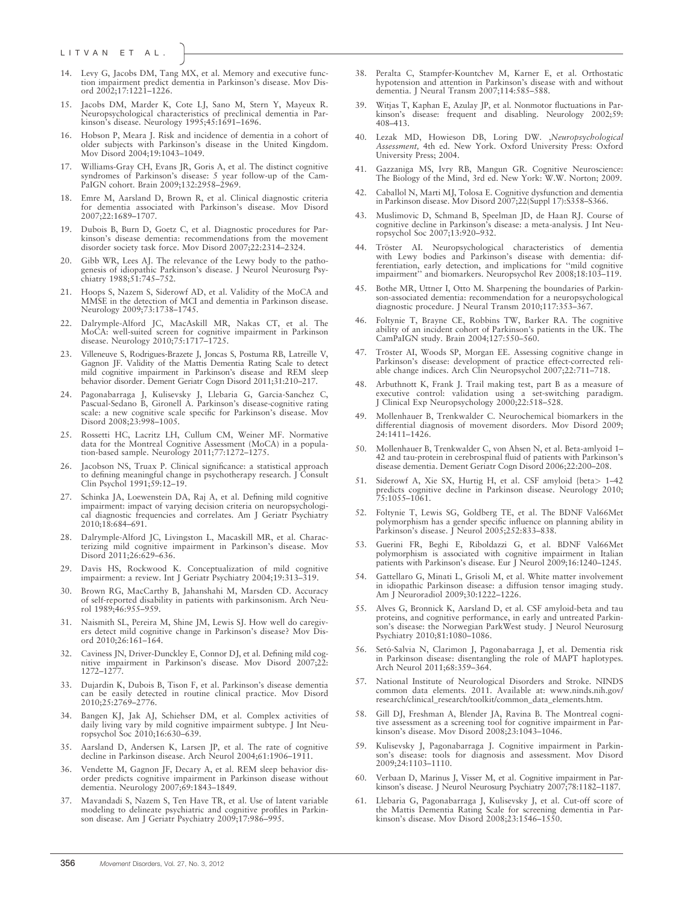14. Levy G, Jacobs DM, Tang MX, et al. Memory and executive function impairment predict dementia in Parkinson's disease. Mov Disord 2002;17:1221–1226.
15. Jacobs DM, Marder K, Cote LJ, Sano M, Stern Y, Mayeux R. Neuropsychological characteristics of preclinical dementia in Parkinson's disease. Neurology 1995;45:1691–1696.
16. Hobson P, Meara J. Risk and incidence of dementia in a cohort of older subjects with Parkinson's disease in the United Kingdom. Mov Disord 2004;19:1043–1049.
17. Williams-Gray CH, Evans JR, Goris A, et al. The distinct cognitive syndromes of Parkinson's disease: 5 year follow-up of the CamPaIGN cohort. Brain 2009;132:2958–2969.
18. Emre M, Aarsland D, Brown R, et al. Clinical diagnostic criteria for dementia associated with Parkinson's disease. Mov Disord 2007;22:1689–1707.
19. Dubois B, Burn D, Goetz C, et al. Diagnostic procedures for Parkinson's disease dementia: recommendations from the movement disorder society task force. Mov Disord 2007;22:2314–2324.
20. Gibb WR, Lees AJ. The relevance of the Lewy body to the pathogenesis of idiopathic Parkinson's disease. J Neurol Neurosurg Psychiatry 1988;51:745–752.
21. Hoops S, Nazem S, Siderowf AD, et al. Validity of the MoCA and MMSE in the detection of MCI and dementia in Parkinson disease. Neurology 2009;73:1738–1745.
22. Dalrymple-Alford JC, MacAskill MR, Nakas CT, et al. The MoCA: well-suited screen for cognitive impairment in Parkinson disease. Neurology 2010;75:1717–1725.
23. Villeneuve S, Rodrigues-Brazete J, Joncas S, Postuma RB, Latreille V, Gagnon JF. Validity of the Mattis Dementia Rating Scale to detect mild cognitive impairment in Parkinson's disease and REM sleep behavior disorder. Dement Geriatr Cogn Disord 2011;31:210–217.
24. Pagonabarraga J, Kulisevsky J, Llebaria G, Garcia-Sanchez C, Pascual-Sedano B, Gironell A. Parkinson's disease-cognitive rating scale: a new cognitive scale specific for Parkinson's disease. Mov Disord 2008;23:998–1005.
25. Rossetti HC, Lacritz LH, Cullum CM, Weiner MF. Normative data for the Montreal Cognitive Assessment (MoCA) in a population-based sample. Neurology 2011;77:1272–1275.
26. Jacobson NS, Truax P. Clinical significance: a statistical approach to defining meaningful change in psychotherapy research. J Consult Clin Psychol 1991;59:12–19.
27. Schinka JA, Loewenstein DA, Raj A, et al. Defining mild cognitive impairment: impact of varying decision criteria on neuropsychological diagnostic frequencies and correlates. Am J Geriatr Psychiatry 2010;18:684–691.
28. Dalrymple-Alford JC, Livingston L, Macaskill MR, et al. Characterizing mild cognitive impairment in Parkinson's disease. Mov Disord 2011;26:629–636.
29. Davis HS, Rockwood K. Conceptualization of mild cognitive impairment: a review. Int J Geriatr Psychiatry 2004;19:313–319.
30. Brown RG, MacCarthy B, Jahanshahi M, Marsden CD. Accuracy of self-reported disability in patients with parkinsonism. Arch Neurol 1989;46:955–959.
31. Naismith SL, Pereira M, Shine JM, Lewis SJ. How well do caregivers detect mild cognitive change in Parkinson's disease? Mov Disord 2010;26:161–164.
32. Caviness JN, Driver-Dunckley E, Connor DJ, et al. Defining mild cognitive impairment in Parkinson's disease. Mov Disord 2007;22: 1272–1277.
33. Dujardin K, Dubois B, Tison F, et al. Parkinson's disease dementia can be easily detected in routine clinical practice. Mov Disord 2010;25:2769–2776.
34. Bangen KJ, Jak AJ, Schiehser DM, et al. Complex activities of daily living vary by mild cognitive impairment subtype. J Int Neuropsychol Soc 2010;16:630–639.
35. Aarsland D, Andersen K, Larsen JP, et al. The rate of cognitive decline in Parkinson disease. Arch Neurol 2004;61:1906–1911.
36. Vendette M, Gagnon JF, Decary A, et al. REM sleep behavior disorder predicts cognitive impairment in Parkinson disease without dementia. Neurology 2007;69:1843–1849.
37. Mavandadi S, Nazem S, Ten Have TR, et al. Use of latent variable modeling to delineate psychiatric and cognitive profiles in Parkinson disease. Am J Geriatr Psychiatry 2009;17:986–995.
38. Peralta C, Stampfer-Kountchev M, Karner E, et al. Orthostatic hypotension and attention in Parkinson's disease with and without dementia. J Neural Transm 2007;114:585–588.
39. Witjas T, Kaphan E, Azulay JP, et al. Nonmotor fluctuations in Parkinson's disease: frequent and disabling. Neurology 2002;59: 408–413.
40. Lezak MD, Howieson DB, Loring DW. ,*Neuropsychological Assessment,* 4th ed. New York. Oxford University Press: Oxford University Press; 2004.
41. Gazzaniga MS, Ivry RB, Mangun GR. Cognitive Neuroscience: The Biology of the Mind, 3rd ed. New York: W.W. Norton; 2009.
42. Caballol N, Marti MJ, Tolosa E. Cognitive dysfunction and dementia in Parkinson disease. Mov Disord 2007;22(Suppl 17):S358–S366.
43. Muslimovic D, Schmand B, Speelman JD, de Haan RJ. Course of cognitive decline in Parkinson's disease: a meta-analysis. J Int Neuropsychol Soc 2007;13:920–932.
44. Tröster AI. Neuropsychological characteristics of dementia with Lewy bodies and Parkinson's disease with dementia: differentiation, early detection, and implications for "mild cognitive impairment" and biomarkers. Neuropsychol Rev 2008;18:103–119.
45. Bothe MR, Uttner I, Otto M. Sharpening the boundaries of Parkinson-associated dementia: recommendation for a neuropsychological diagnostic procedure. J Neural Transm 2010;117:353–367.
46. Foltynie T, Brayne CE, Robbins TW, Barker RA. The cognitive ability of an incident cohort of Parkinson's patients in the UK. The CamPaIGN study. Brain 2004;127:550–560.
47. Tröster AI, Woods SP, Morgan EE. Assessing cognitive change in Parkinson's disease: development of practice effect-corrected reliable change indices. Arch Clin Neuropsychol 2007;22:711–718.
48. Arbuthnott K, Frank J. Trail making test, part B as a measure of executive control: validation using a set-switching paradigm. J Clinical Exp Neuropsychology 2000;22:518–528.
49. Mollenhauer B, Trenkwalder C. Neurochemical biomarkers in the differential diagnosis of movement disorders. Mov Disord 2009; 24:1411–1426.
50. Mollenhauer B, Trenkwalder C, von Ahsen N, et al. Beta-amlyoid 1–42 and tau-protein in cerebrospinal fluid of patients with Parkinson's disease dementia. Dement Geriatr Cogn Disord 2006;22:200–208.
51. Siderowf A, Xie SX, Hurtig H, et al. CSF amyloid {beta> 1–42 predicts cognitive decline in Parkinson disease. Neurology 2010; 75:1055–1061.
52. Foltynie T, Lewis SG, Goldberg TE, et al. The BDNF Val66Met polymorphism has a gender specific influence on planning ability in Parkinson's disease. J Neurol 2005;252:833–838.
53. Guerini FR, Beghi E, Riboldazzi G, et al. BDNF Val66Met polymorphism is associated with cognitive impairment in Italian patients with Parkinson's disease. Eur J Neurol 2009;16:1240–1245.
54. Gattellaro G, Minati L, Grisoli M, et al. White matter involvement in idiopathic Parkinson disease: a diffusion tensor imaging study. Am J Neuroradiol 2009;30:1222–1226.
55. Alves G, Bronnick K, Aarsland D, et al. CSF amyloid-beta and tau proteins, and cognitive performance, in early and untreated Parkinson's disease: the Norwegian ParkWest study. J Neurol Neurosurg Psychiatry 2010;81:1080–1086.
56. Setó-Salvia N, Clarimon J, Pagonabarraga J, et al. Dementia risk in Parkinson disease: disentangling the role of MAPT haplotypes. Arch Neurol 2011;68:359–364.
57. National Institute of Neurological Disorders and Stroke. NINDS common data elements. 2011. Available at: www.ninds.nih.gov/research/clinical_research/toolkit/common_data_elements.htm.
58. Gill DJ, Freshman A, Blender JA, Ravina B. The Montreal cognitive assessment as a screening tool for cognitive impairment in Parkinson's disease. Mov Disord 2008;23:1043–1046.
59. Kulisevsky J, Pagonabarraga J. Cognitive impairment in Parkinson's disease: tools for diagnosis and assessment. Mov Disord 2009;24:1103–1110.
60. Verbaan D, Marinus J, Visser M, et al. Cognitive impairment in Parkinson's disease. J Neurol Neurosurg Psychiatry 2007;78:1182–1187.
61. Llebaria G, Pagonabarraga J, Kulisevsky J, et al. Cut-off score of the Mattis Dementia Rating Scale for screening dementia in Parkinson's disease. Mov Disord 2008;23:1546–1550.